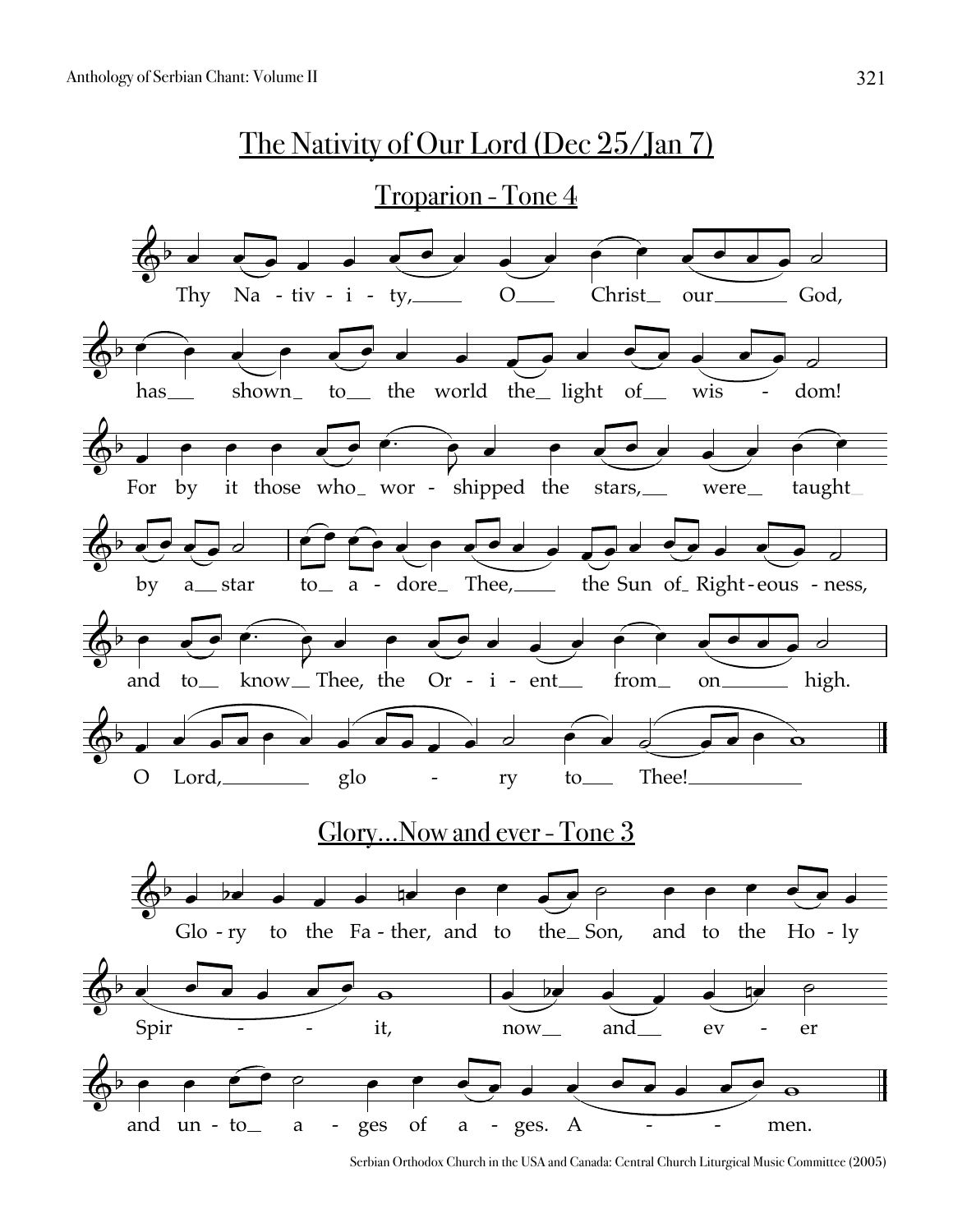# The Nativity of Our Lord (Dec 25/Jan 7)

## Troparion - Tone 4

Thy Na - tiv - i - ty, O Christ our God,
has shown to the world the light of wis - dom!
For by it those who wor - shipped the stars, were taught
by a star to a - dore Thee, the Sun of Right - eous - ness,
and to know Thee, the Or - i - ent from on high.
O Lord, glo - ry to Thee!

## Glory…Now and ever - Tone 3

Glo - ry to the Fa - ther, and to the Son, and to the Ho - ly
Spir - - it, now and ev - er
and un - to a - ges of a - ges. A - - men.

Serbian Orthodox Church in the USA and Canada: Central Church Liturgical Music Committee (2005)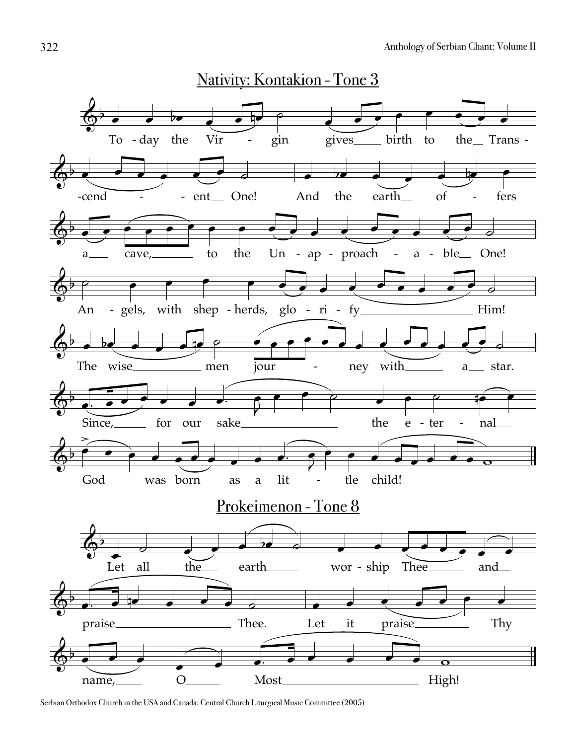## Nativity: Kontakion - Tone 3

To - day the Vir - gin gives birth to the Trans - -cend - - ent One! And the earth of - fers a cave, to the Un - ap - proach - a - ble One! An - gels, with shep - herds, glo - ri - fy Him! The wise men jour - ney with a star. Since, for our sake the e - ter - nal God was born as a lit - tle child!

## Prokeimenon - Tone 8

Let all the earth wor - ship Thee and praise Thee. Let it praise Thy name, O Most High!

Serbian Orthodox Church in the USA and Canada: Central Church Liturgical Music Committee (2005)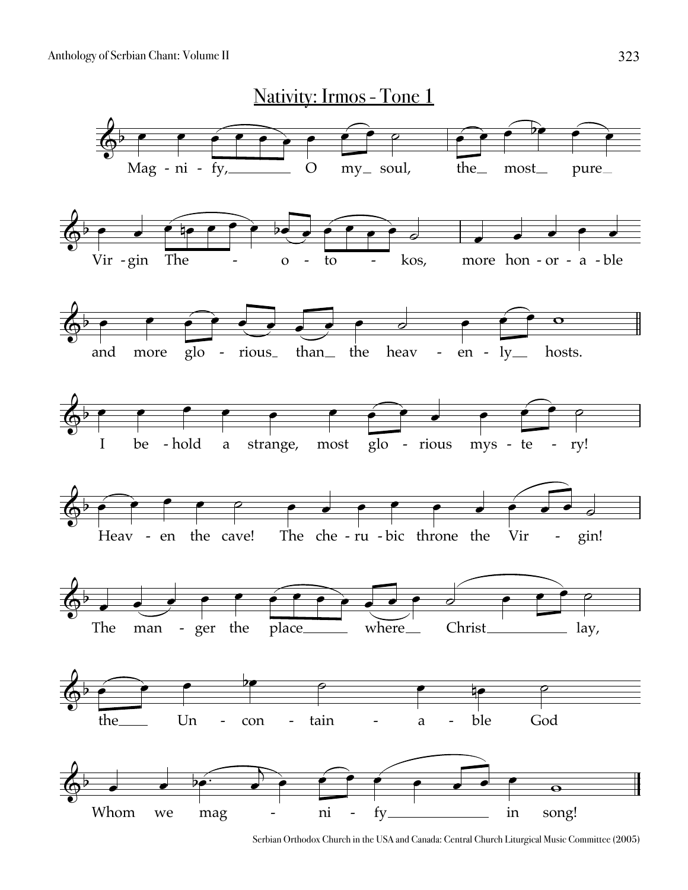## Nativity: Irmos - Tone 1

Mag - ni - fy, O my soul, the most pure

Vir - gin The - o - to - kos, more hon - or - a - ble

and more glo - rious than the heav - en - ly hosts.

I be - hold a strange, most glo - rious mys - te - ry!

Heav - en the cave! The che - ru - bic throne the Vir - gin!

The man - ger the place where Christ lay,

the Un - con - tain - a - ble God

Whom we mag - ni - fy in song!

Serbian Orthodox Church in the USA and Canada: Central Church Liturgical Music Committee (2005)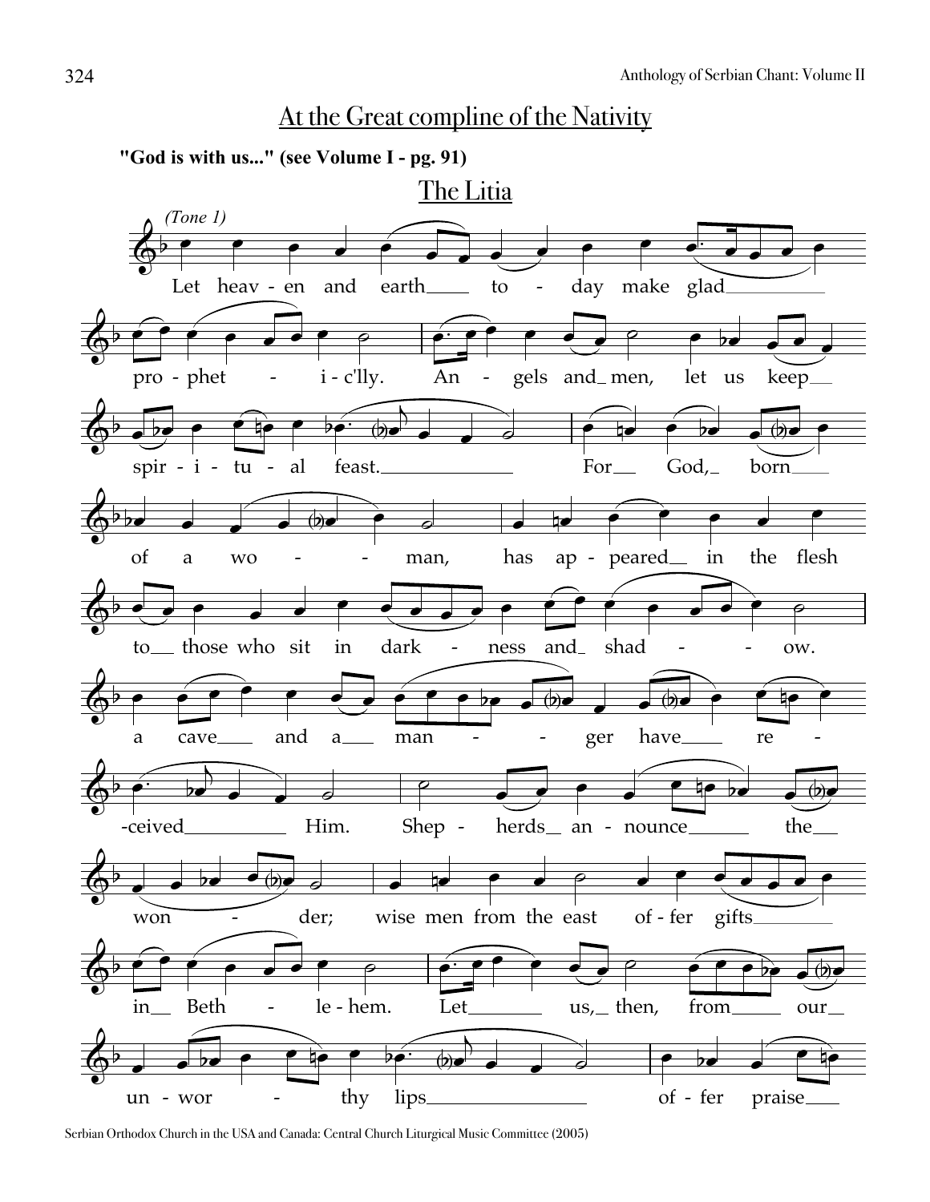# At the Great compline of the Nativity

**"God is with us..." (see Volume I - pg. 91)**

## The Litia

*(Tone 1)*

Let heav - en and earth__ to - day make glad__ pro - phet - i - c'lly. An - gels and_ men, let us keep__ spir - i - tu - al feast.__ For__ God,_ born__ of a wo - - man, has ap - peared__ in the flesh to__ those who sit in dark - ness and_ shad - - ow. a cave__ and a__ man - - ger have__ re - -ceived__ Him. Shep - herds_ an - nounce__ the__ won - der; wise men from the east of - fer gifts__ in__ Beth - le - hem. Let__ us,_ then, from__ our__ un - wor - thy lips__ of - fer praise__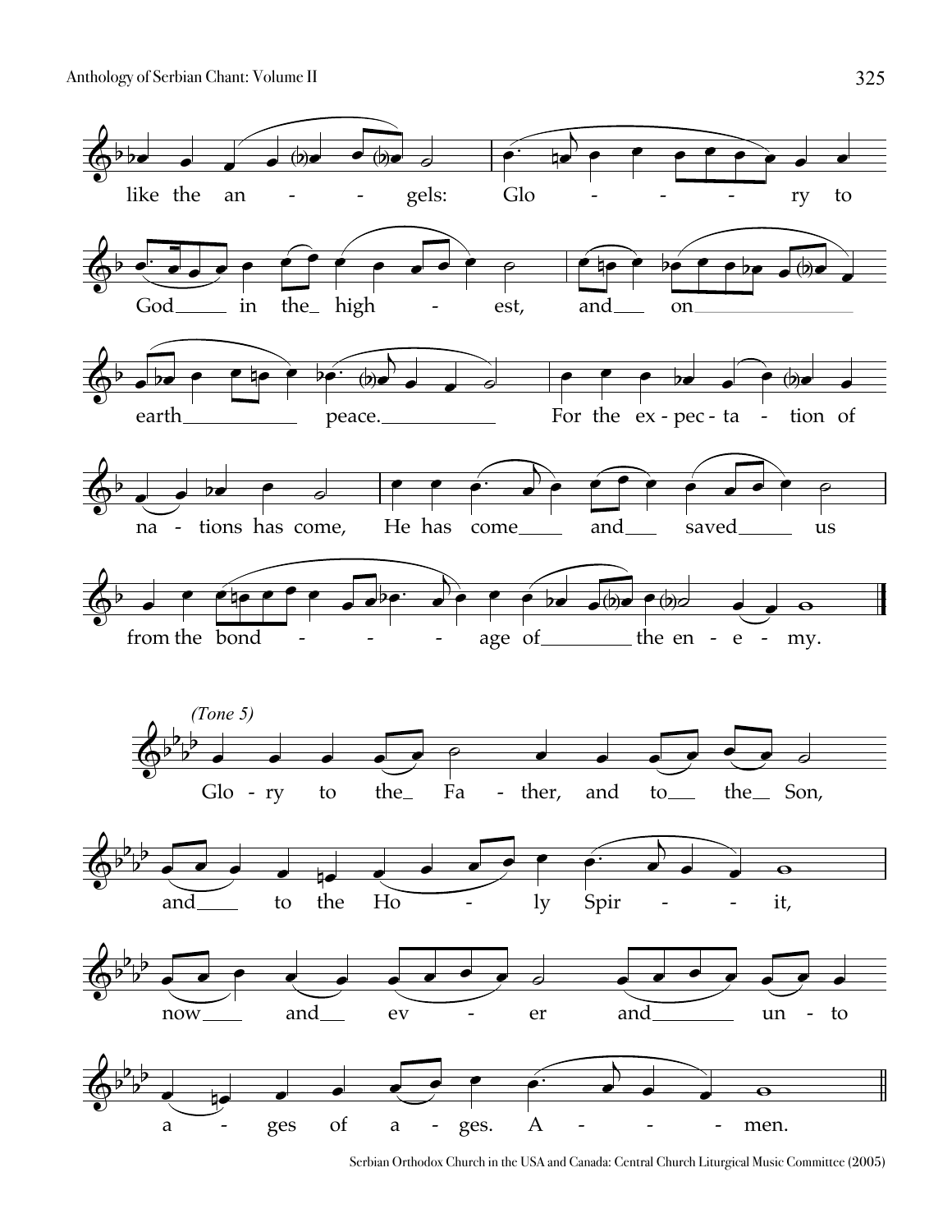like the an - - gels: Glo - - - - ry to

God in the high - est, and on

earth peace. For the ex-pec-ta - tion of

na - tions has come, He has come and saved us

from the bond - - - age of the en - e - my.

*(Tone 5)*

Glo - ry to the Fa - ther, and to the Son,

and to the Ho - ly Spir - - it,

now and ev - er and un - to

a - ges of a - ges. A - - - men.

Serbian Orthodox Church in the USA and Canada: Central Church Liturgical Music Committee (2005)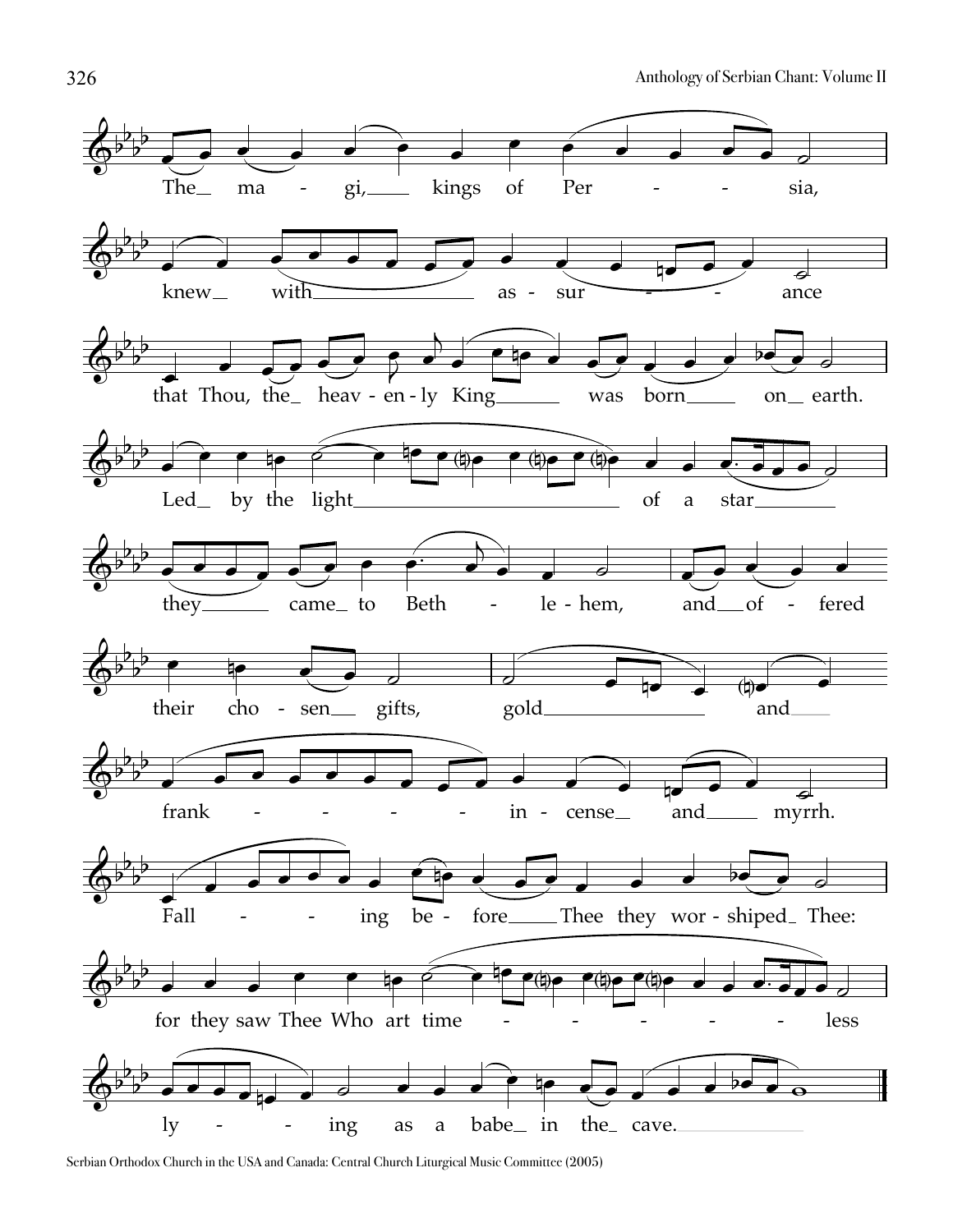The magi, kings of Persia,
knew with assurance
that Thou, the heavenly King was born on earth.
Led by the light of a star
they came to Bethlehem, and offered
their chosen gifts, gold and
frankincense and myrrh.
Falling before Thee they worshiped Thee:
for they saw Thee Who art timeless
lying as a babe in the cave.

Serbian Orthodox Church in the USA and Canada: Central Church Liturgical Music Committee (2005)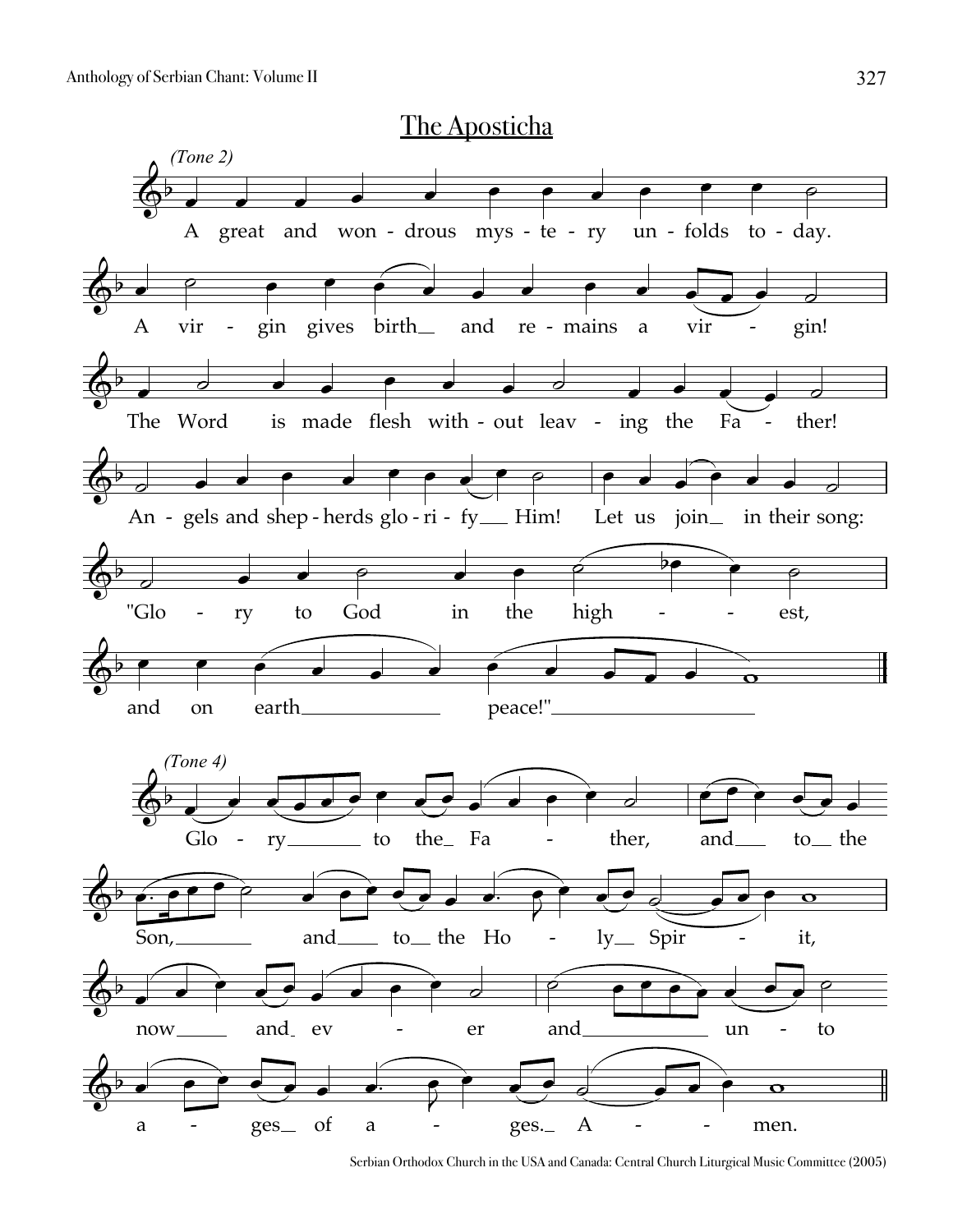# The Aposticha

*(Tone 2)*

A great and won - drous mys - te - ry un - folds to - day.

A vir - gin gives birth and re - mains a vir - gin!

The Word is made flesh with - out leav - ing the Fa - ther!

An - gels and shep - herds glo - ri - fy Him! Let us join in their song:

"Glo - ry to God in the high - - est,

and on earth peace!"

*(Tone 4)*

Glo - ry to the Fa - ther, and to the

Son, and to the Ho - ly Spir - it,

now and ev - er and un - to

a - ges of a - ges. A - - men.

Serbian Orthodox Church in the USA and Canada: Central Church Liturgical Music Committee (2005)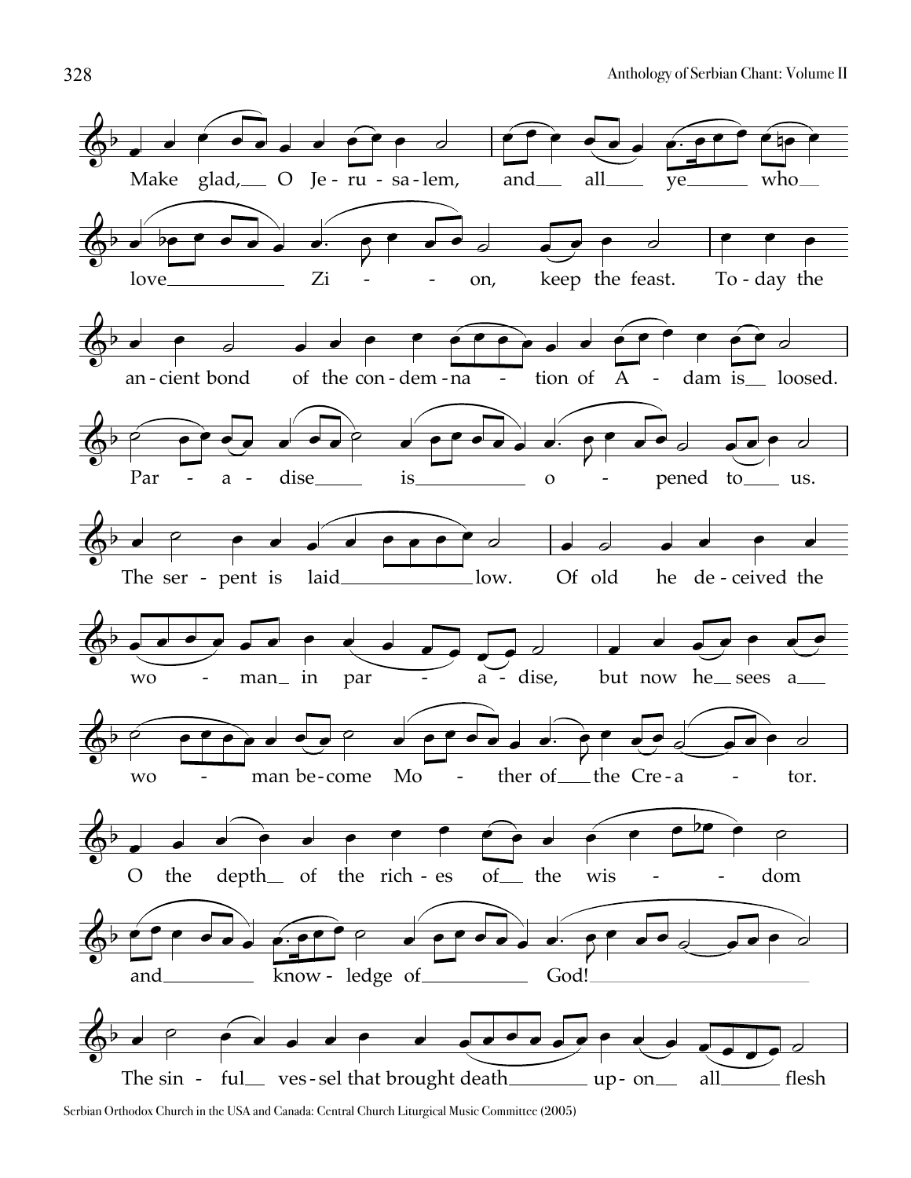Make glad, O Je-ru-sa-lem, and all ye who love Zi - - on, keep the feast. To-day the an-cient bond of the con-dem-na - tion of A - dam is loosed.

Par - a - dise is o - pened to us.

The ser - pent is laid low. Of old he de-ceived the wo - man in par - a-dise, but now he sees a wo - man be-come Mo - ther of the Cre-a - tor.

O the depth of the rich-es of the wis - - dom and know-ledge of God!

The sin - ful ves-sel that brought death up-on all flesh

Serbian Orthodox Church in the USA and Canada: Central Church Liturgical Music Committee (2005)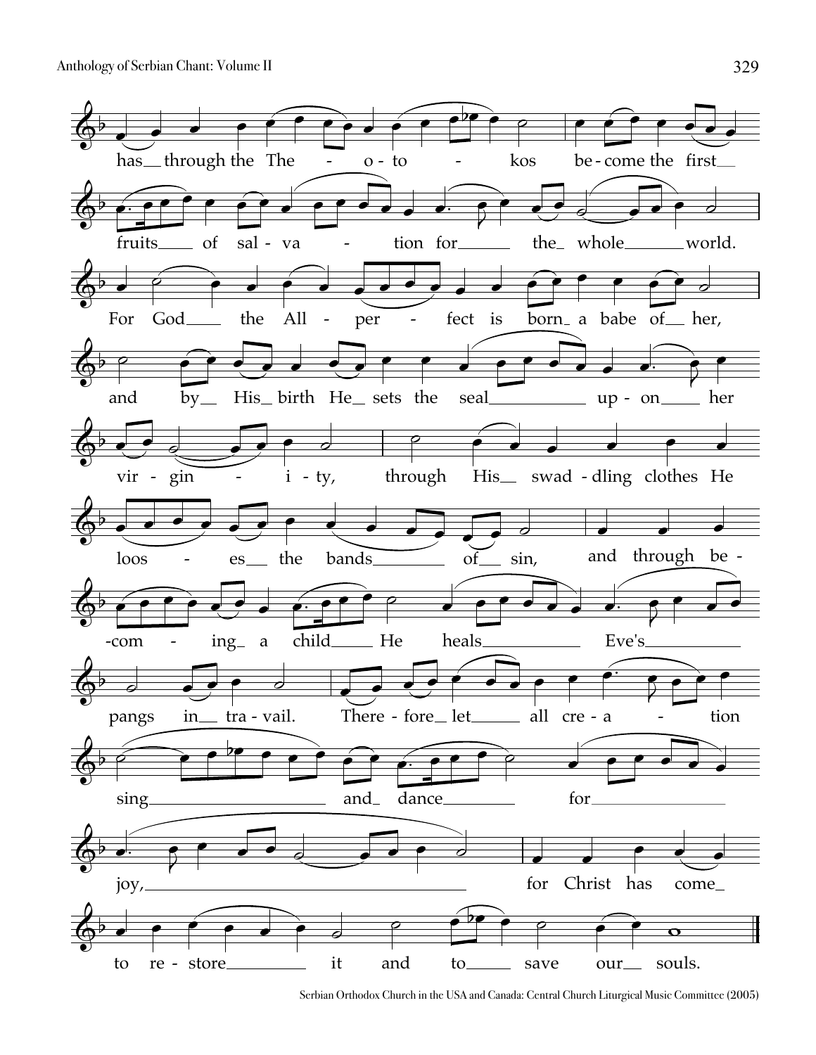has through the Theotokos become the first fruits of salvation for the whole world. For God the All-perfect is born a babe of her, and by His birth He sets the seal upon her virginity, through His swaddling clothes He looses the bands of sin, and through becoming a child He heals Eve's pangs in travail. Therefore let all creation sing and dance for joy, for Christ has come to restore it and to save our souls.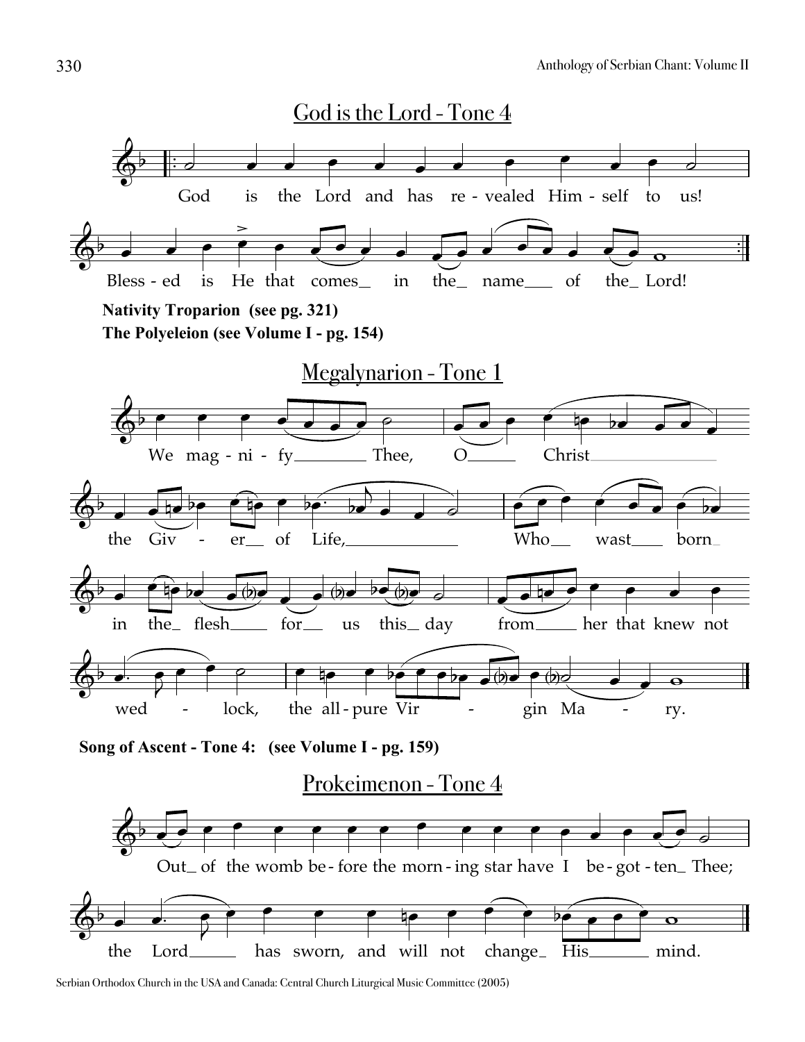## God is the Lord - Tone 4

God is the Lord and has re - vealed Him - self to us!

Bless - ed is He that comes_ in the_ name___ of the_ Lord!

**Nativity Troparion (see pg. 321)**

**The Polyeleion (see Volume I - pg. 154)**

## Megalynarion - Tone 1

We mag - ni - fy________ Thee, O_____ Christ_______________

the Giv - er__ of Life,______________ Who__ wast___ born_

in the_ flesh____ for__ us this_ day from_____ her that knew not

wed - lock, the all - pure Vir - gin Ma - ry.

**Song of Ascent - Tone 4: (see Volume I - pg. 159)**

## Prokeimenon - Tone 4

Out_ of the womb be - fore the morn - ing star have I be - got - ten_ Thee;

the Lord_____ has sworn, and will not change_ His_______ mind.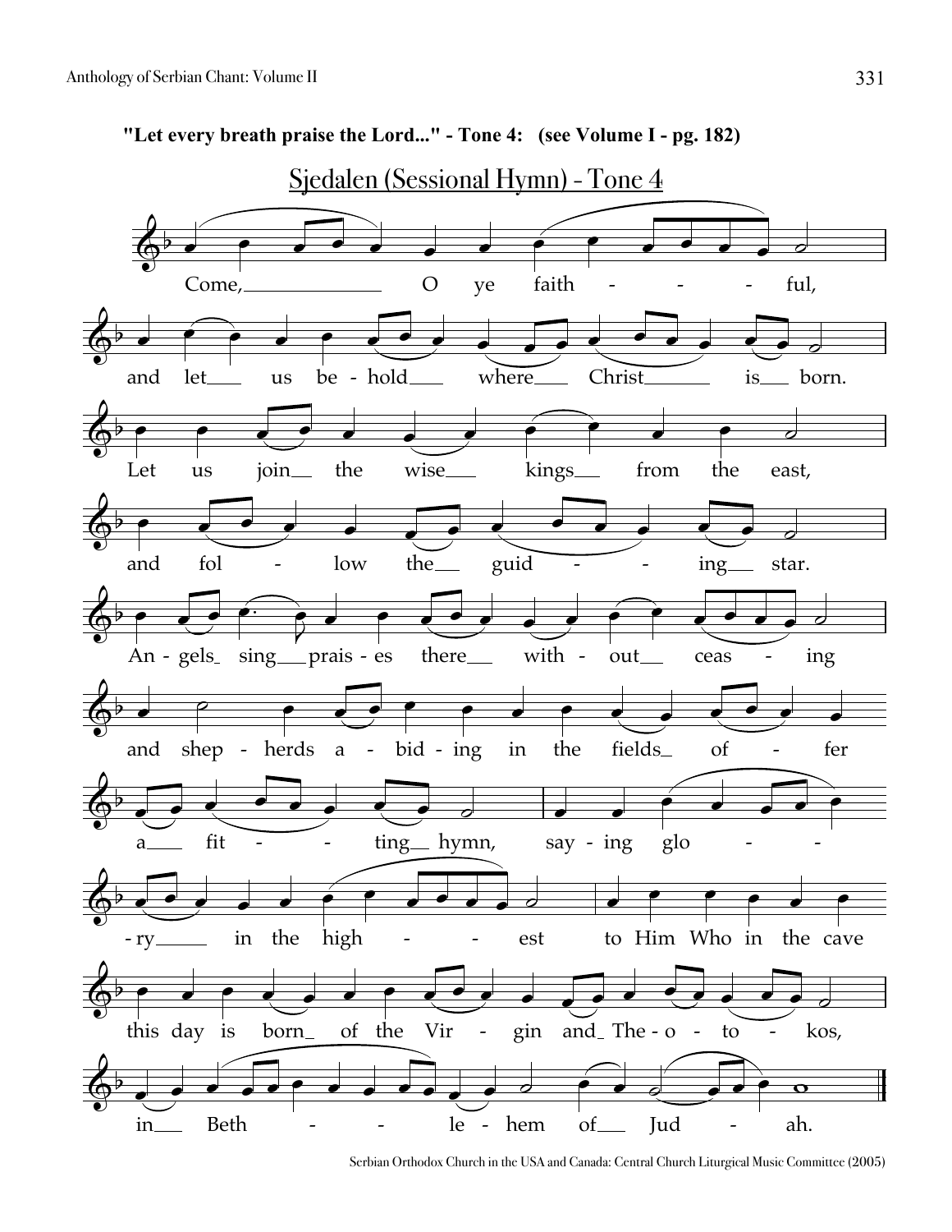**"Let every breath praise the Lord..." - Tone 4: (see Volume I - pg. 182)**

## Sjedalen (Sessional Hymn) - Tone 4

Come, O ye faithful,
and let us behold where Christ is born.
Let us join the wise kings from the east,
and follow the guiding star.
Angels sing praises there without ceasing
and shepherds abiding in the fields offer
a fitting hymn, saying glo-
-ry in the highest to Him Who in the cave
this day is born of the Virgin and Theotokos,
in Bethlehem of Judah.

Serbian Orthodox Church in the USA and Canada: Central Church Liturgical Music Committee (2005)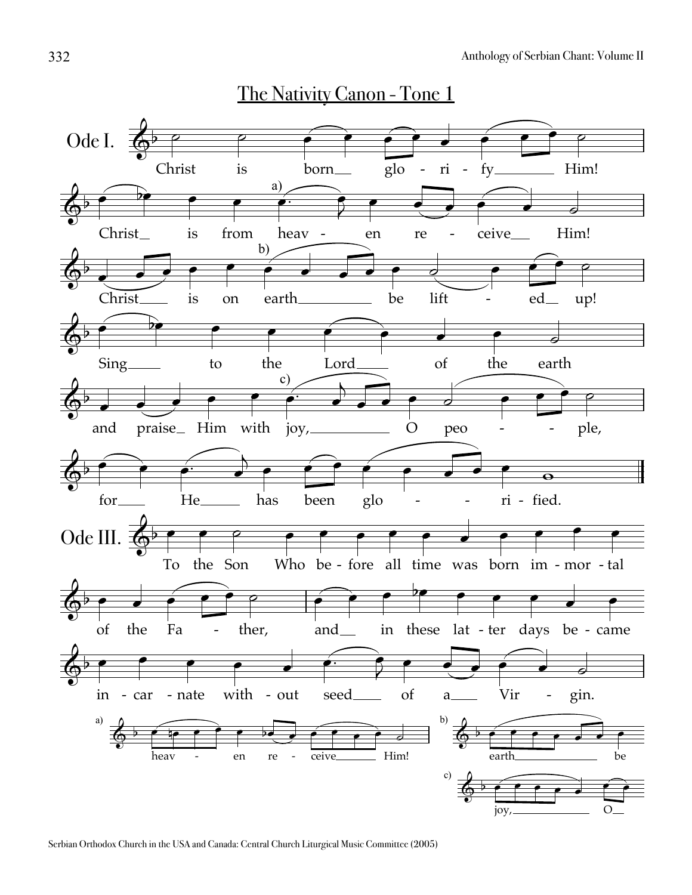## The Nativity Canon - Tone 1

**Ode I.**

Christ is born glo - ri - fy Him!

Christ is from heav - en re - ceive Him!

Christ is on earth be lift - ed up!

Sing to the Lord of the earth

and praise Him with joy, O peo - - ple,

for He has been glo - - ri - fied.

**Ode III.**

To the Son Who be - fore all time was born im - mor - tal

of the Fa - ther, and in these lat - ter days be - came

in - car - nate with - out seed of a Vir - gin.

a) heav - en re - ceive Him!

b) earth be

c) joy, O

Serbian Orthodox Church in the USA and Canada: Central Church Liturgical Music Committee (2005)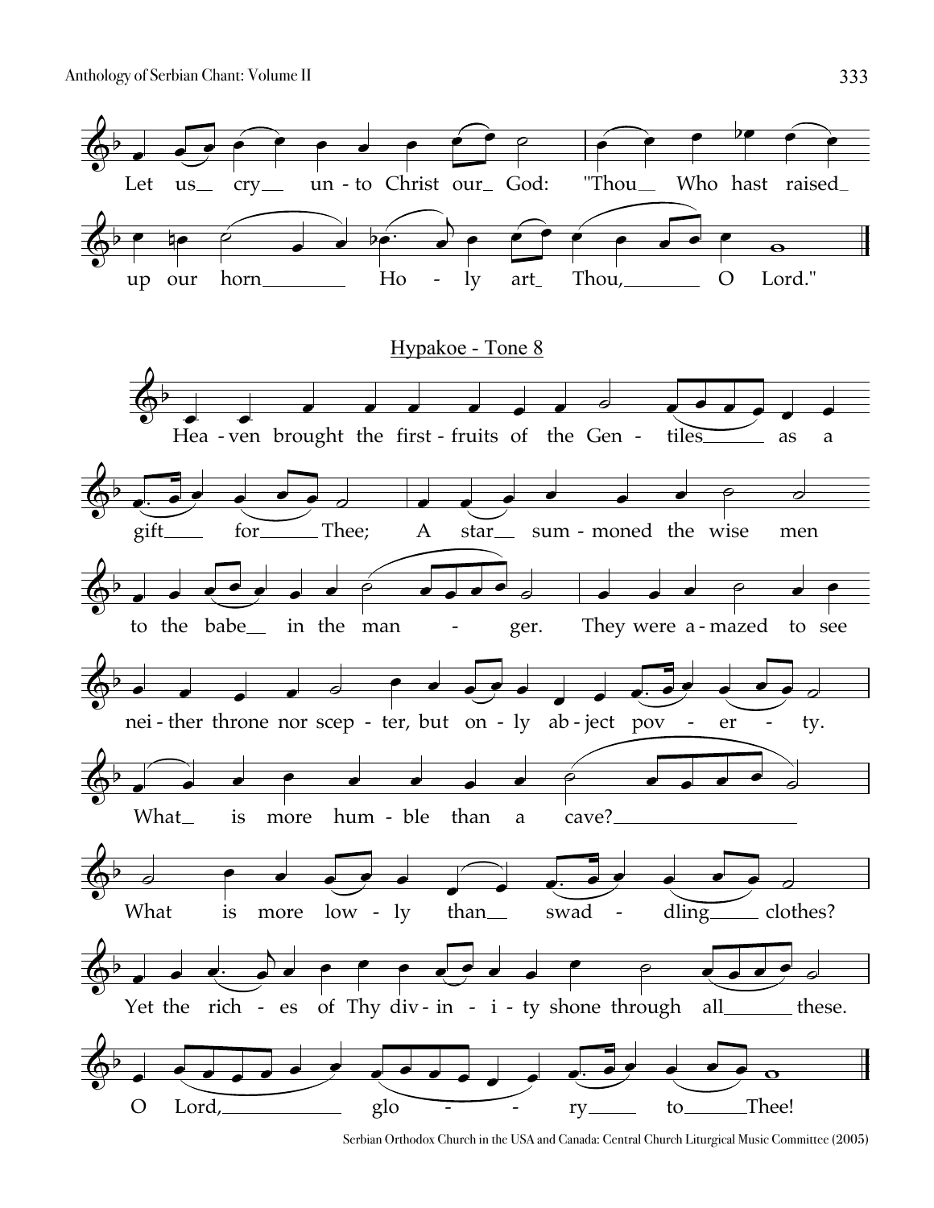Let us cry unto Christ our God: "Thou Who hast raised up our horn Holy art Thou, O Lord."

## Hypakoe - Tone 8

Heaven brought the first-fruits of the Gentiles as a gift for Thee; A star summoned the wise men to the babe in the manger. They were amazed to see neither throne nor scepter, but only abject poverty. What is more humble than a cave? What is more lowly than swaddling clothes? Yet the riches of Thy divinity shone through all these. O Lord, glory to Thee!

Serbian Orthodox Church in the USA and Canada: Central Church Liturgical Music Committee (2005)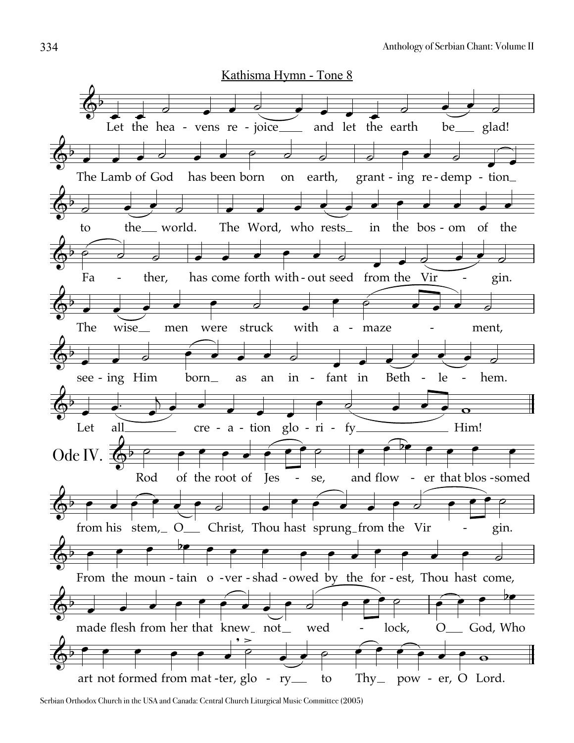## Kathisma Hymn - Tone 8

Let the heavens rejoice and let the earth be glad! The Lamb of God has been born on earth, granting redemption to the world. The Word, who rests in the bosom of the Father, has come forth without seed from the Virgin. The wise men were struck with amazement, seeing Him born as an infant in Bethlehem. Let all creation glorify Him!

## Ode IV.

Rod of the root of Jesse, and flower that blossomed from his stem, O Christ, Thou hast sprung from the Virgin. From the mountain overshadowed by the forest, Thou hast come, made flesh from her that knew not wedlock, O God, Who art not formed from matter, glory to Thy power, O Lord.

Serbian Orthodox Church in the USA and Canada: Central Church Liturgical Music Committee (2005)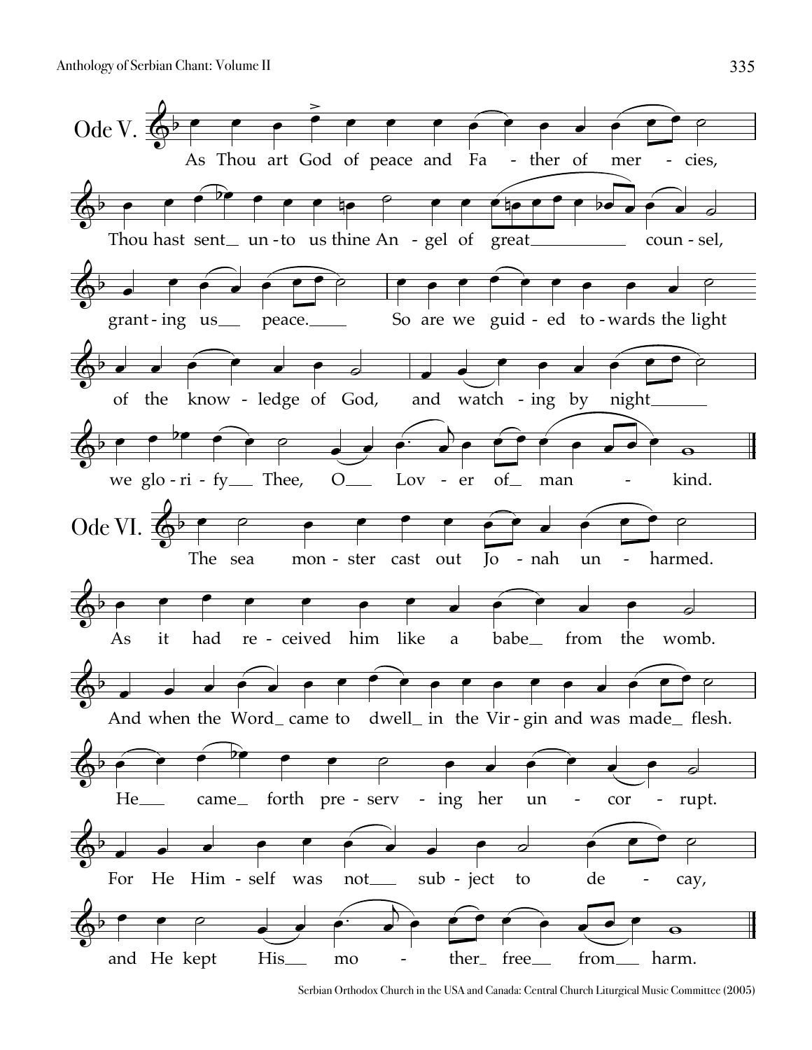## Ode V.

As Thou art God of peace and Father of mercies,

Thou hast sent unto us thine Angel of great counsel,

granting us peace.

So are we guided towards the light

of the knowledge of God, and watching by night

we glorify Thee, O Lover of mankind.

## Ode VI.

The sea monster cast out Jonah unharmed.

As it had received him like a babe from the womb.

And when the Word came to dwell in the Virgin and was made flesh.

He came forth preserving her uncorrupt.

For He Himself was not subject to decay,

and He kept His mother free from harm.

Serbian Orthodox Church in the USA and Canada: Central Church Liturgical Music Committee (2005)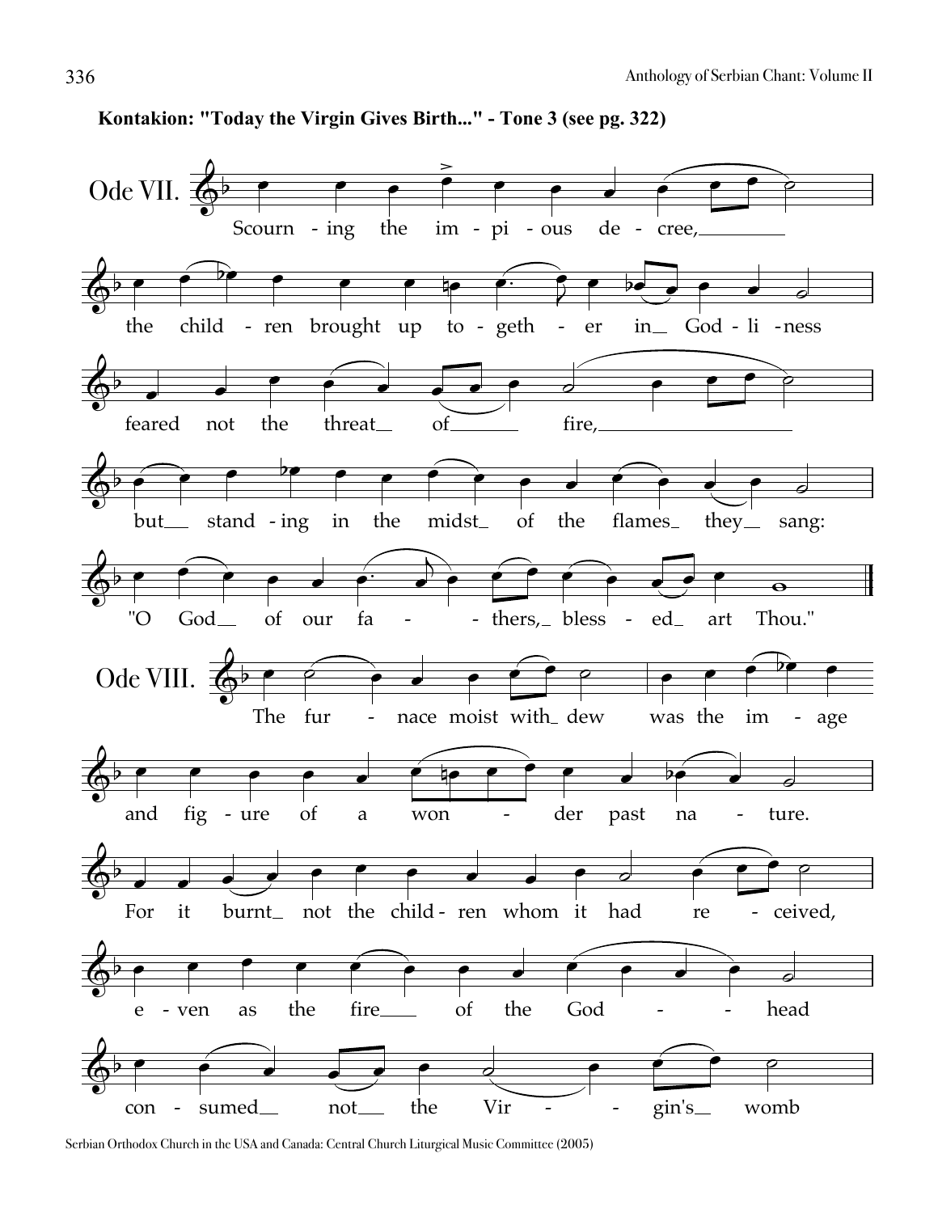**Kontakion: "Today the Virgin Gives Birth..." - Tone 3 (see pg. 322)**

Ode VII.

Scourn - ing the im - pi - ous de - cree,
the child - ren brought up to - geth - er in God - li - ness
feared not the threat of fire,
but stand - ing in the midst of the flames they sang:
"O God of our fa - thers, bless - ed art Thou."

Ode VIII.

The fur - nace moist with dew was the im - age
and fig - ure of a won - der past na - ture.
For it burnt not the child - ren whom it had re - ceived,
e - ven as the fire of the God - head
con - sumed not the Vir - gin's womb

Serbian Orthodox Church in the USA and Canada: Central Church Liturgical Music Committee (2005)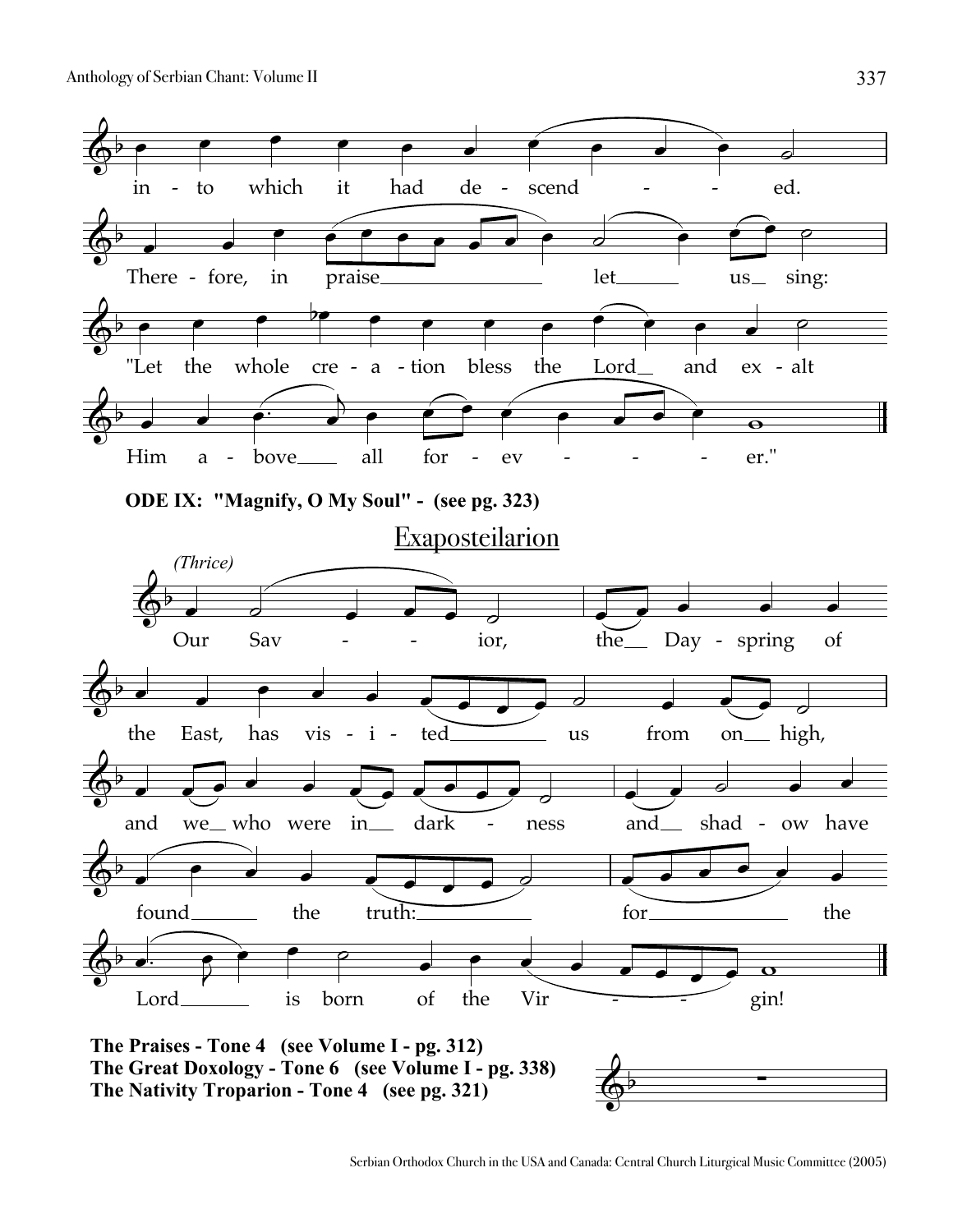in - to which it had de - scend - - ed.

There - fore, in praise_______________ let______ us_ sing:

"Let the whole cre - a - tion bless the Lord__ and ex - alt

Him a - bove____ all for - ev - - - - er."

**ODE IX: "Magnify, O My Soul" - (see pg. 323)**

## Exaposteilarion

*(Thrice)*

Our Sav - - ior, the__ Day - spring of

the East, has vis - i - ted_________ us from on__ high,

and we__ who were in__ dark - ness and__ shad - ow have

found______ the truth:___________ for_____________ the

Lord_______ is born of the Vir - - gin!

**The Praises - Tone 4 (see Volume I - pg. 312)**
**The Great Doxology - Tone 6 (see Volume I - pg. 338)**
**The Nativity Troparion - Tone 4 (see pg. 321)**

Serbian Orthodox Church in the USA and Canada: Central Church Liturgical Music Committee (2005)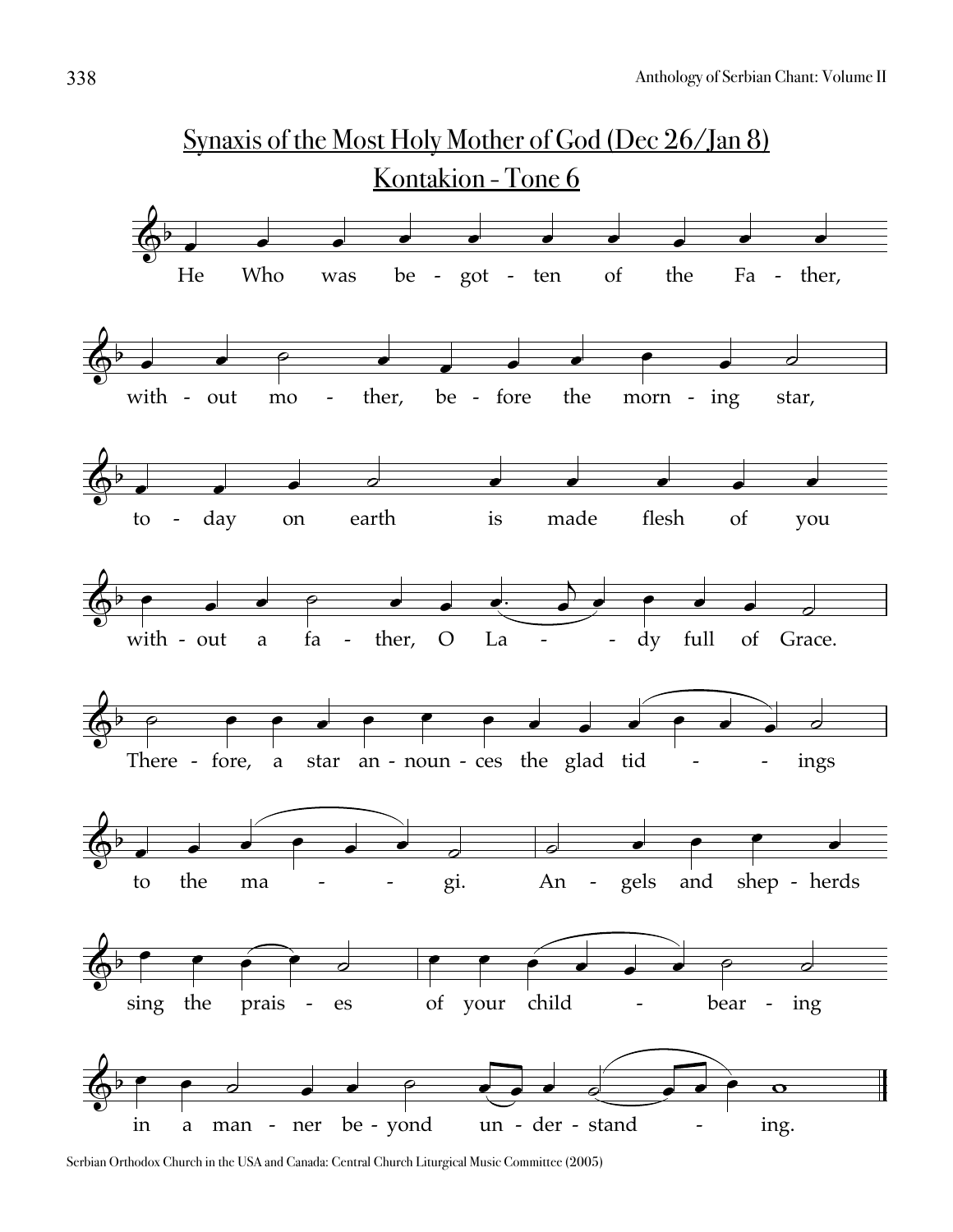## Synaxis of the Most Holy Mother of God (Dec 26/Jan 8)

## Kontakion - Tone 6

He Who was be - got - ten of the Fa - ther,

with - out mo - ther, be - fore the morn - ing star,

to - day on earth is made flesh of you

with - out a fa - ther, O La - - dy full of Grace.

There - fore, a star an - noun - ces the glad tid - - ings

to the ma - - gi. An - gels and shep - herds

sing the prais - es of your child - bear - ing

in a man - ner be - yond un - der - stand - ing.

Serbian Orthodox Church in the USA and Canada: Central Church Liturgical Music Committee (2005)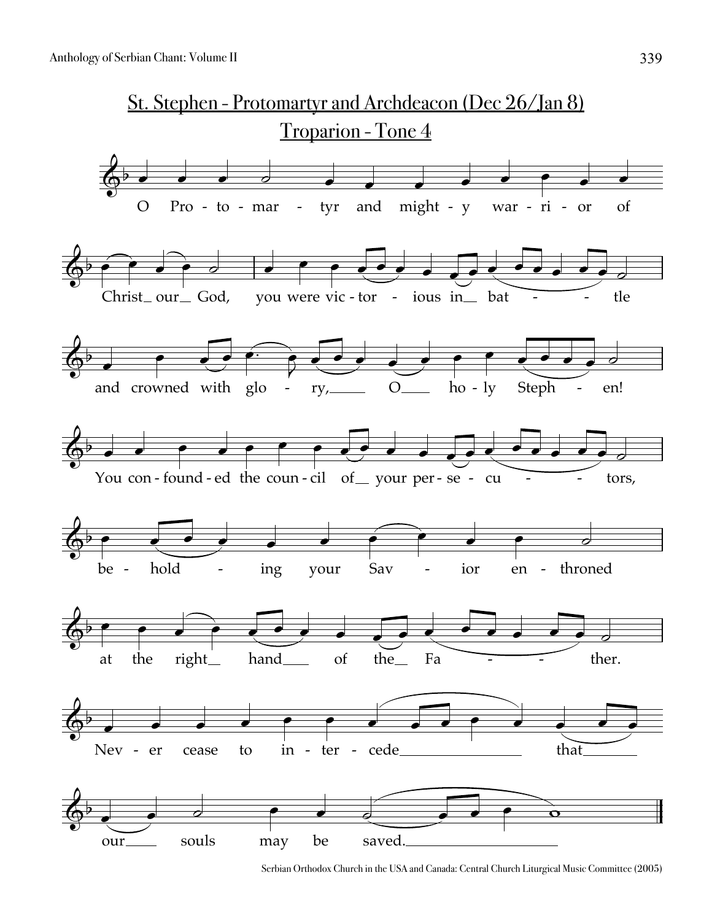# St. Stephen - Protomartyr and Archdeacon (Dec 26/Jan 8)

## Troparion - Tone 4

O Pro - to - mar - tyr and might - y war - ri - or of Christ our God, you were vic - tor - ious in bat - tle and crowned with glo - ry, O ho - ly Steph - en!

You con - found - ed the coun - cil of your per - se - cu - tors, be - hold - ing your Sav - ior en - throned at the right hand of the Fa - ther.

Nev - er cease to in - ter - cede that our souls may be saved.

Serbian Orthodox Church in the USA and Canada: Central Church Liturgical Music Committee (2005)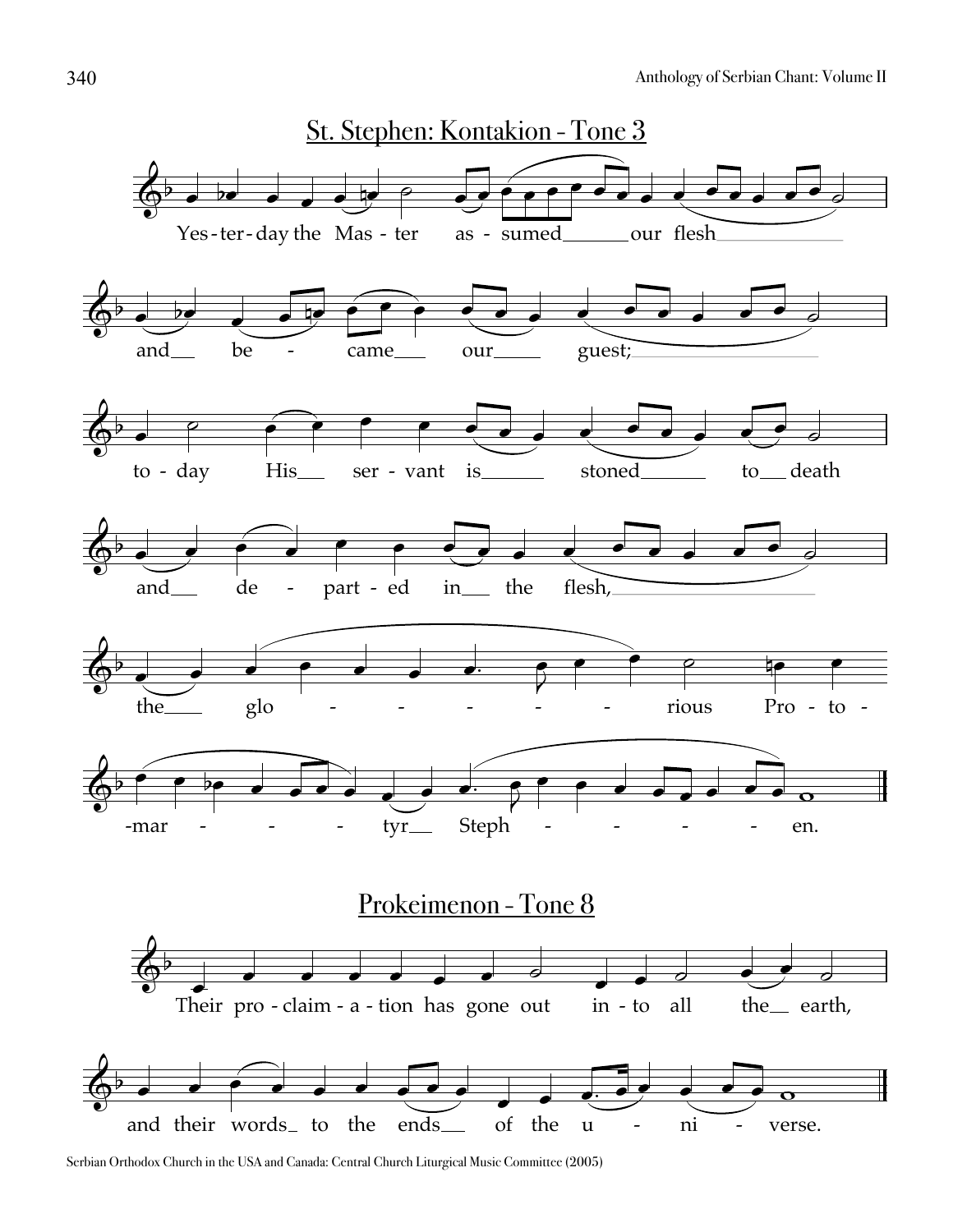## St. Stephen: Kontakion - Tone 3

Yes-ter-day the Mas-ter as-sumed our flesh

and be-came our guest;

to-day His ser-vant is stoned to death

and de-part-ed in the flesh,

the glo-rious Pro-to-

-mar-tyr Steph-en.

## Prokeimenon - Tone 8

Their pro-claim-a-tion has gone out in-to all the earth,

and their words to the ends of the u-ni-verse.

Serbian Orthodox Church in the USA and Canada: Central Church Liturgical Music Committee (2005)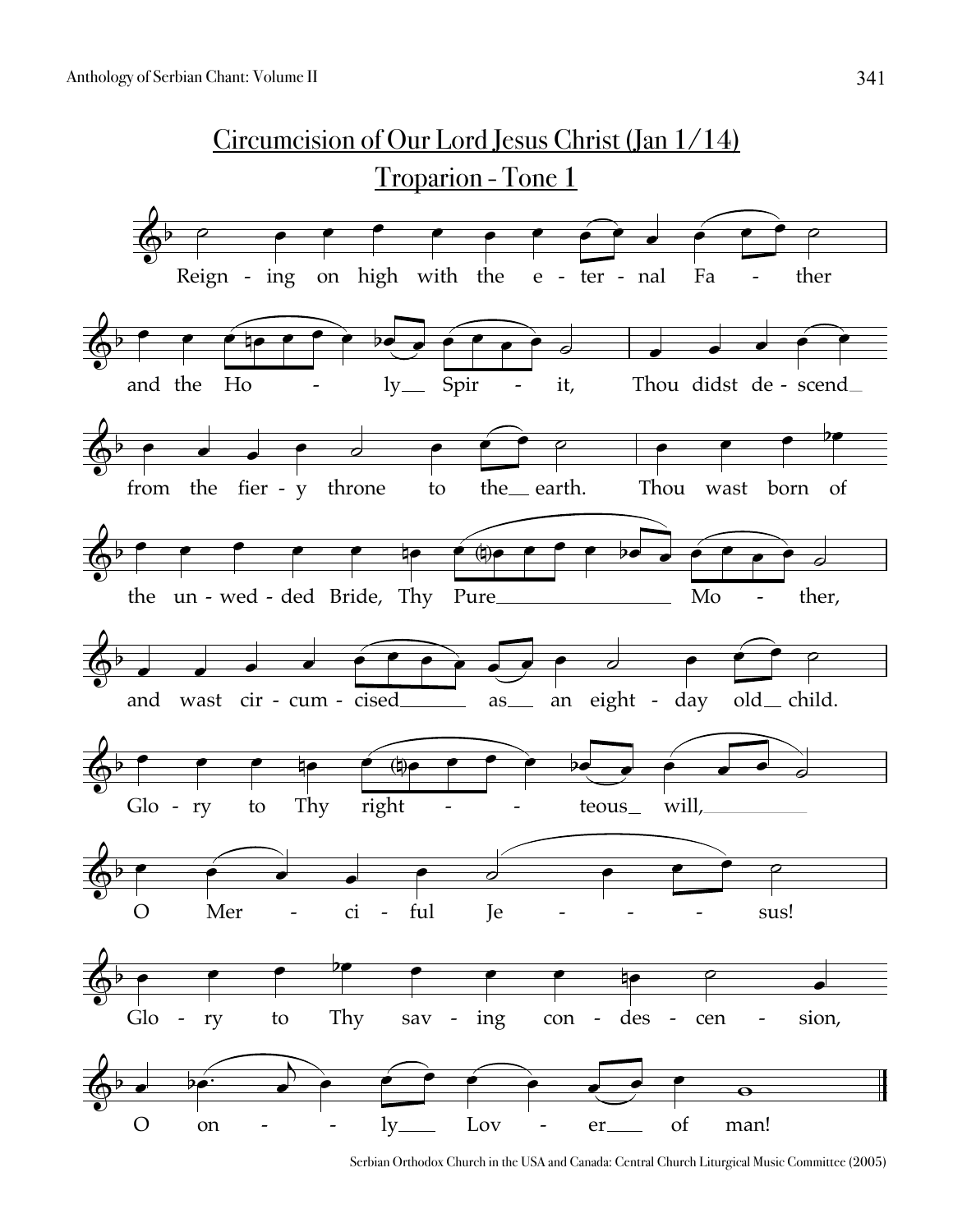# Circumcision of Our Lord Jesus Christ (Jan 1/14)

## Troparion - Tone 1

Reign - ing on high with the e - ter - nal Fa - ther

and the Ho - ly Spir - it, Thou didst de - scend

from the fier - y throne to the earth. Thou wast born of

the un - wed - ded Bride, Thy Pure Mo - ther,

and wast cir - cum - cised as an eight - day old child.

Glo - ry to Thy right - teous will,

O Mer - ci - ful Je - sus!

Glo - ry to Thy sav - ing con - des - cen - sion,

O on - ly Lov - er of man!

Serbian Orthodox Church in the USA and Canada: Central Church Liturgical Music Committee (2005)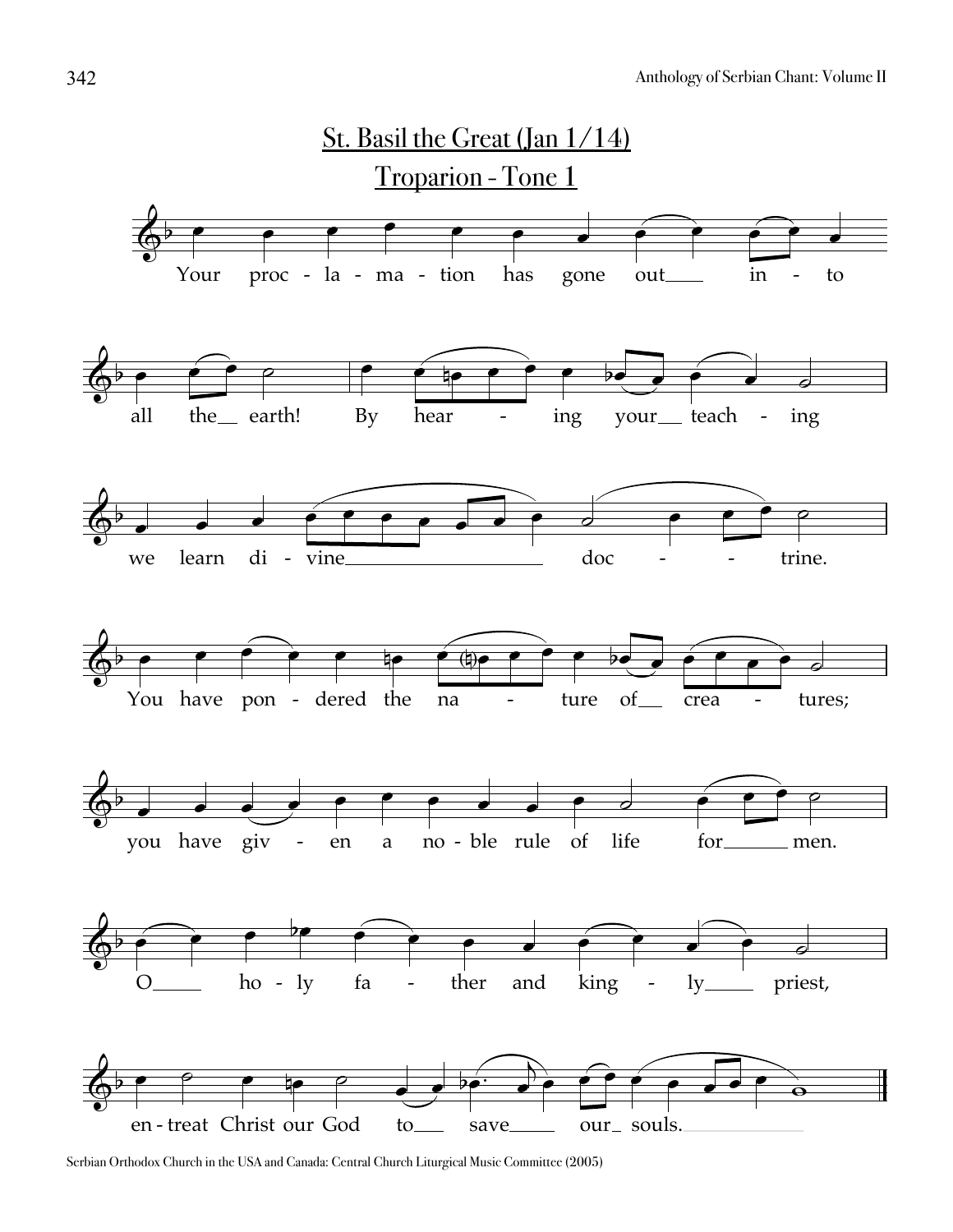# St. Basil the Great (Jan 1/14)

## Troparion - Tone 1

Your proc - la - ma - tion has gone out___ in - to all the__ earth! By hear - ing your__ teach - ing we learn di - vine___ doc - trine. You have pon - dered the na - ture of__ crea - tures; you have giv - en a no - ble rule of life for___ men. O___ ho - ly fa - ther and king - ly___ priest, en - treat Christ our God to___ save___ our_ souls.___

Serbian Orthodox Church in the USA and Canada: Central Church Liturgical Music Committee (2005)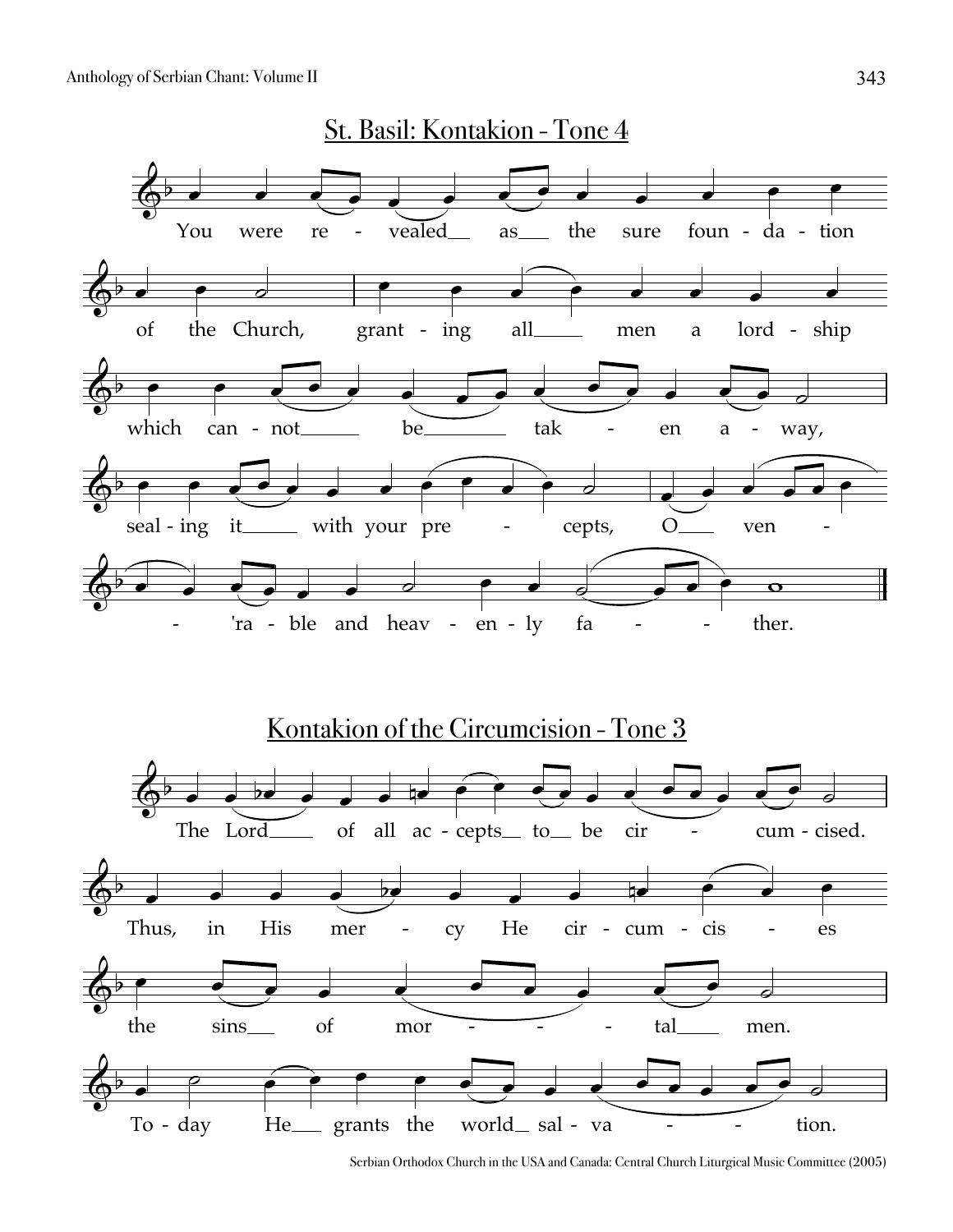## St. Basil: Kontakion - Tone 4

You were re - vealed as the sure foun - da - tion of the Church, grant - ing all men a lord - ship which can - not be tak - en a - way, seal - ing it with your pre - cepts, O ven - 'ra - ble and heav - en - ly fa - ther.

## Kontakion of the Circumcision - Tone 3

The Lord of all ac - cepts to be cir - cum - cised. Thus, in His mer - cy He cir - cum - cis - es the sins of mor - tal men. To - day He grants the world sal - va - tion.

Serbian Orthodox Church in the USA and Canada: Central Church Liturgical Music Committee (2005)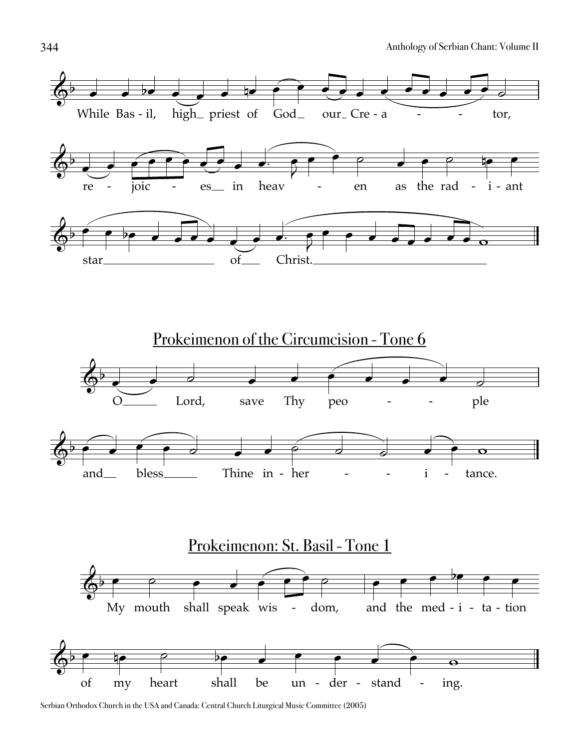While Basil, high priest of God our Creator,

rejoices in heaven as the radiant

star of Christ.

## Prokeimenon of the Circumcision - Tone 6

O Lord, save Thy people

and bless Thine inheritance.

## Prokeimenon: St. Basil - Tone 1

My mouth shall speak wisdom, and the meditation

of my heart shall be understanding.

Serbian Orthodox Church in the USA and Canada: Central Church Liturgical Music Committee (2005)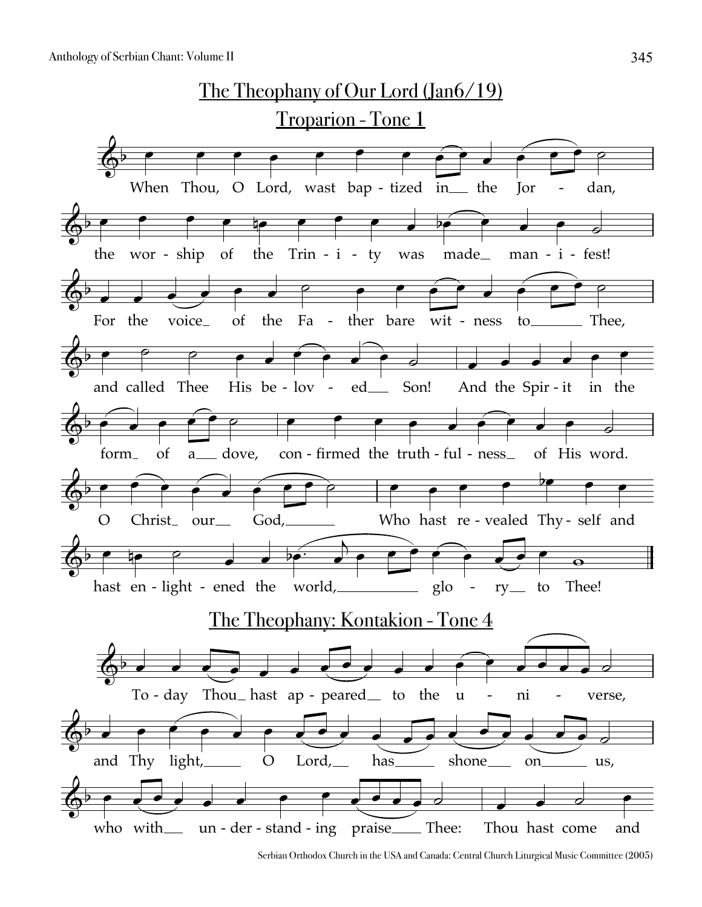# The Theophany of Our Lord (Jan6/19)

## Troparion - Tone 1

When Thou, O Lord, wast bap - tized in__ the Jor - dan,

the wor - ship of the Trin - i - ty was made__ man - i - fest!

For the voice__ of the Fa - ther bare wit - ness to______ Thee,

and called Thee His be - lov - ed__ Son! And the Spir - it in the

form__ of a__ dove, con - firmed the truth - ful - ness__ of His word.

O Christ__ our__ God,______ Who hast re - vealed Thy - self and

hast en - light - ened the world,__________ glo - ry__ to Thee!

## The Theophany: Kontakion - Tone 4

To - day Thou__ hast ap - peared__ to the u - ni - verse,

and Thy light,_____ O Lord,__ has_____ shone___ on_____ us,

who with__ un - der - stand - ing praise____ Thee: Thou hast come and

Serbian Orthodox Church in the USA and Canada: Central Church Liturgical Music Committee (2005)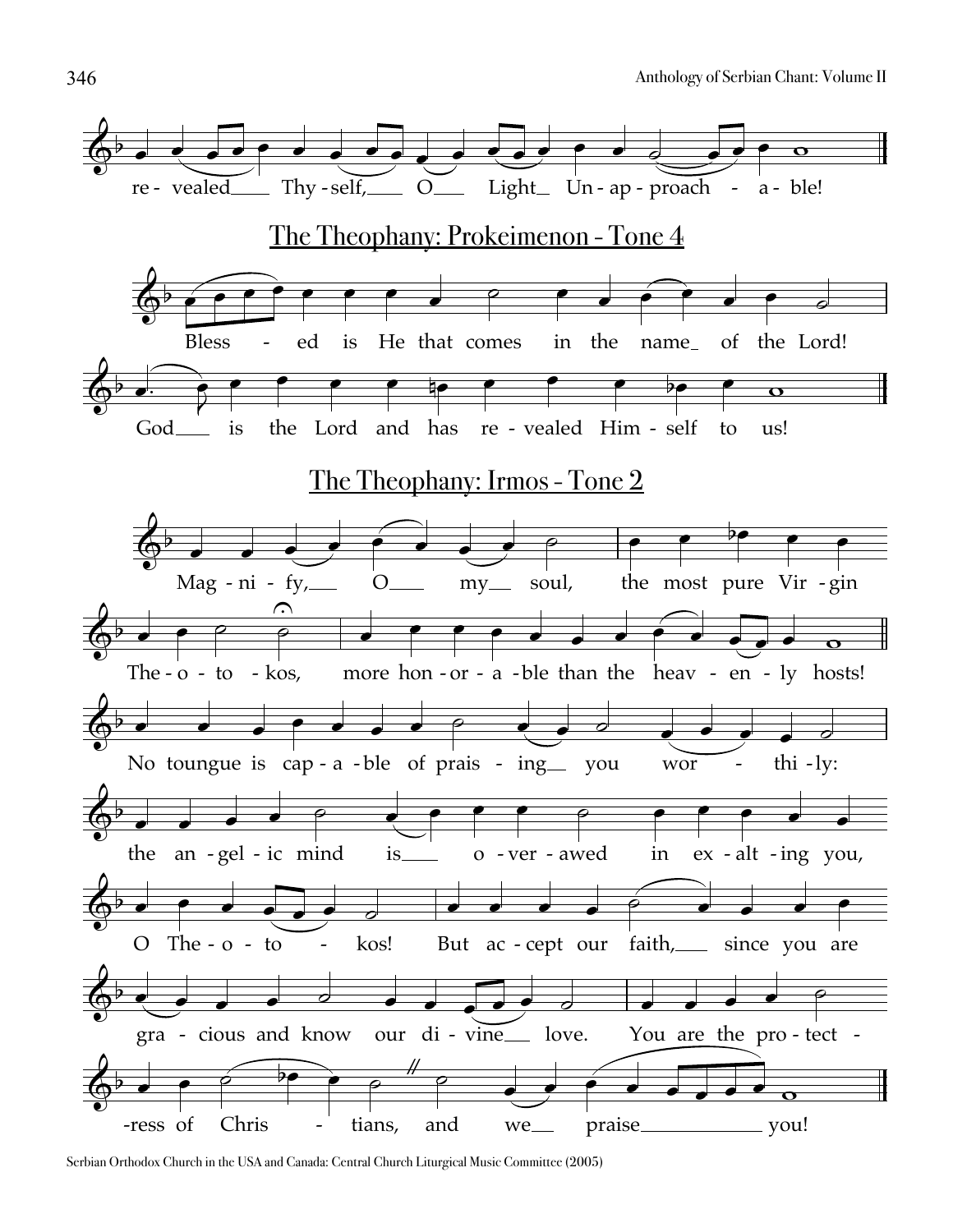re- vealed Thy-self, O Light Un-ap-proach - a- ble!

## The Theophany: Prokeimenon - Tone 4

Bless - ed is He that comes in the name of the Lord!

God is the Lord and has re-vealed Him-self to us!

## The Theophany: Irmos - Tone 2

Mag-ni-fy, O my soul, the most pure Vir-gin The-o-to-kos, more hon-or-a-ble than the heav-en-ly hosts!

No toungue is cap-a-ble of prais-ing you wor - thi-ly: the an-gel-ic mind is o-ver-awed in ex-alt-ing you, O The-o-to - kos! But ac-cept our faith, since you are gra - cious and know our di-vine love. You are the pro-tect - -ress of Chris - tians, and we praise you!

Serbian Orthodox Church in the USA and Canada: Central Church Liturgical Music Committee (2005)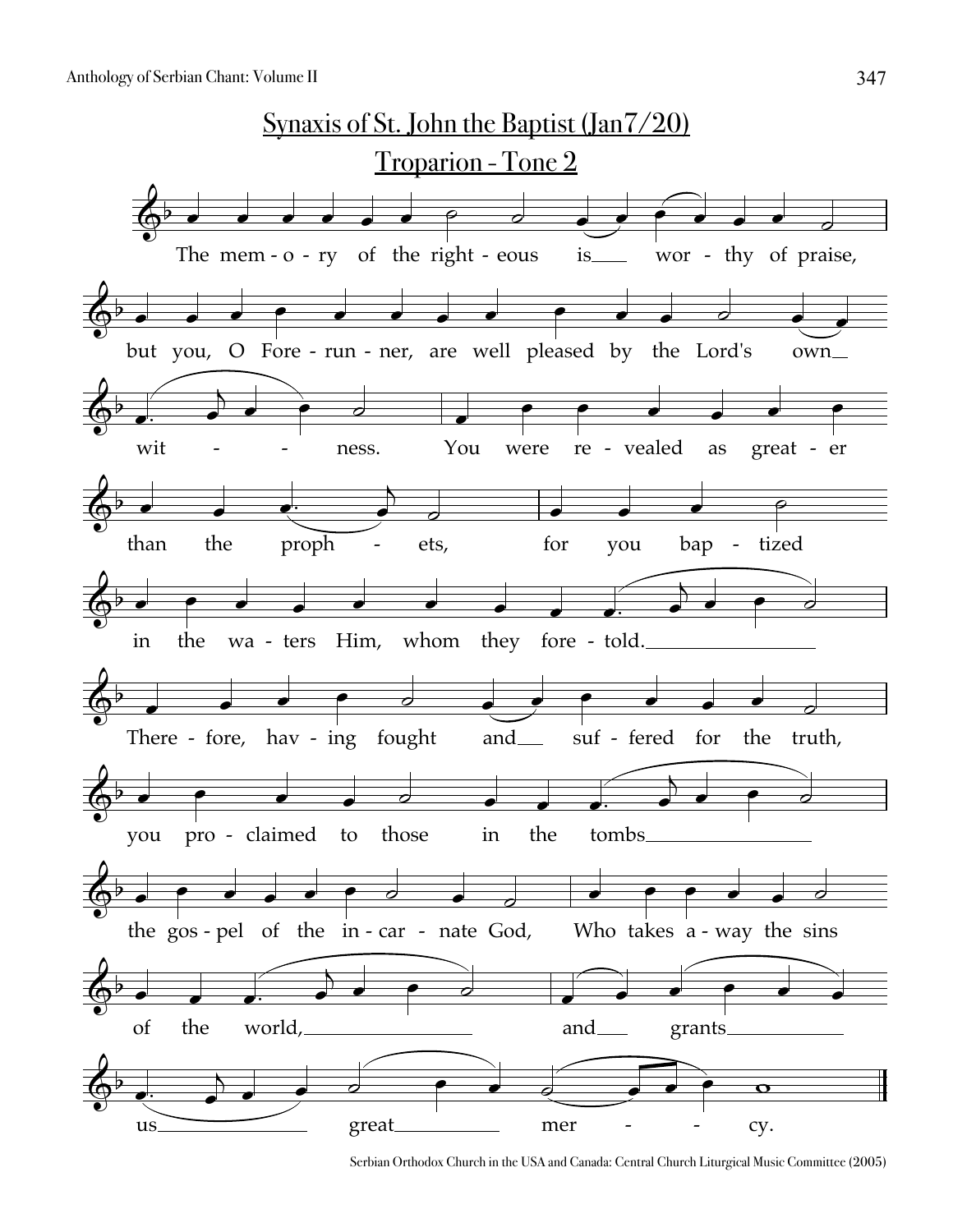# Synaxis of St. John the Baptist (Jan7/20)

## Troparion - Tone 2

The memory of the righteous is worthy of praise, but you, O Forerunner, are well pleased by the Lord's own witness. You were revealed as greater than the prophets, for you baptized in the waters Him, whom they foretold. Therefore, having fought and suffered for the truth, you proclaimed to those in the tombs the gospel of the incarnate God, Who takes away the sins of the world, and grants us great mercy.

Serbian Orthodox Church in the USA and Canada: Central Church Liturgical Music Committee (2005)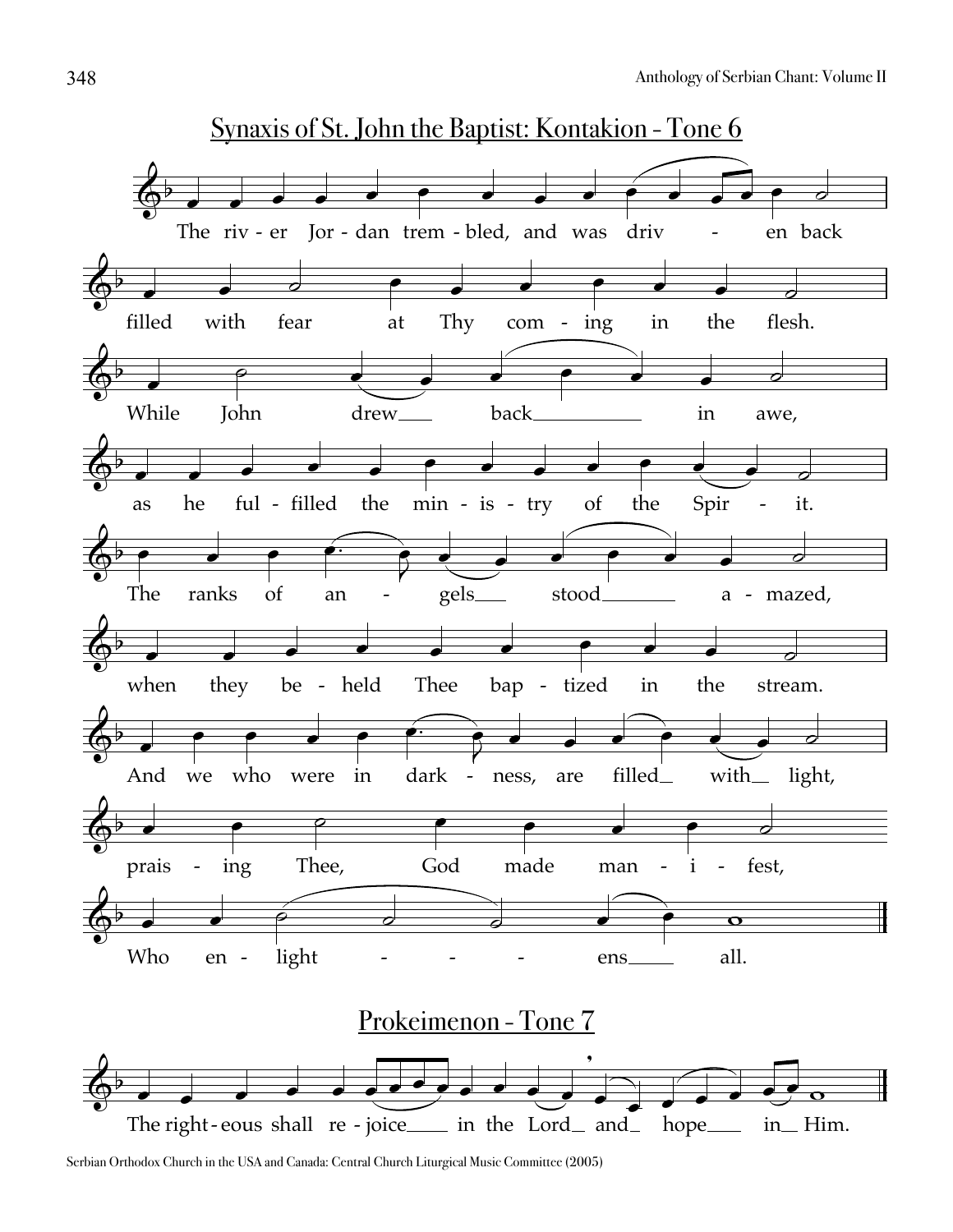## Synaxis of St. John the Baptist: Kontakion - Tone 6

The riv - er Jor - dan trem - bled, and was driv - en back

filled with fear at Thy com - ing in the flesh.

While John drew back in awe,

as he ful - filled the min - is - try of the Spir - it.

The ranks of an - gels stood a - mazed,

when they be - held Thee bap - tized in the stream.

And we who were in dark - ness, are filled with light,

prais - ing Thee, God made man - i - fest,

Who en - light - - - ens all.

## Prokeimenon - Tone 7

The right - eous shall re - joice in the Lord and hope in Him.

Serbian Orthodox Church in the USA and Canada: Central Church Liturgical Music Committee (2005)